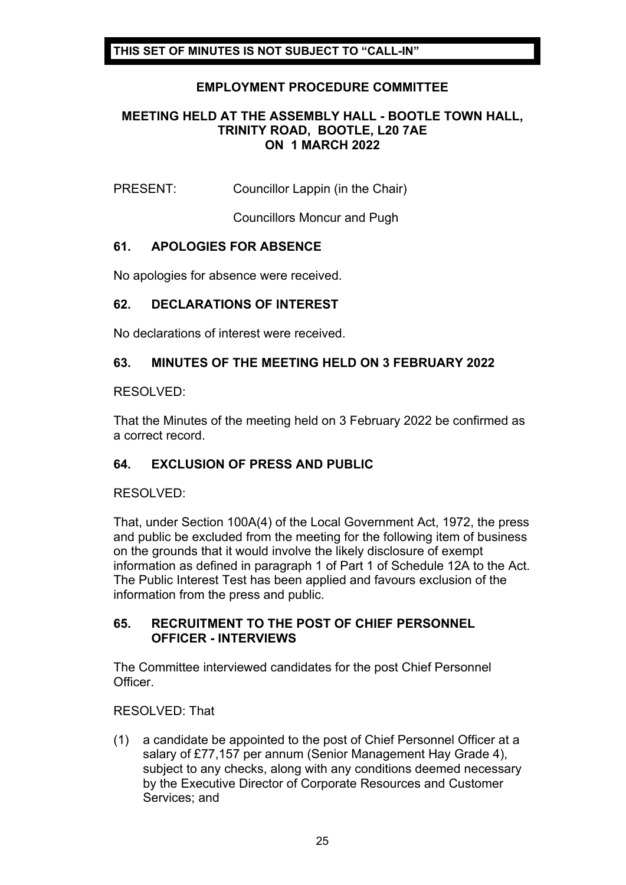**THIS SET OF MINUTES IS NOT SUBJECT TO "CALL-IN"**

# EMPLOYMENT PROCEDURE COMMITTEE

## MEETING HELD AT THE ASSEMBLY HALL - BOOTLE TOWN HALL, TRINITY ROAD, BOOTLE, L20 7AE ON 1 MARCH 2022

PRESENT: Councillor Lappin (in the Chair)

Councillors Moncur and Pugh

### 61. APOLOGIES FOR ABSENCE

No apologies for absence were received.

### 62. DECLARATIONS OF INTEREST

No declarations of interest were received.

### 63. MINUTES OF THE MEETING HELD ON 3 FEBRUARY 2022

RESOLVED:

That the Minutes of the meeting held on 3 February 2022 be confirmed as a correct record.

### 64. EXCLUSION OF PRESS AND PUBLIC

RESOLVED:

That, under Section 100A(4) of the Local Government Act, 1972, the press and public be excluded from the meeting for the following item of business on the grounds that it would involve the likely disclosure of exempt information as defined in paragraph 1 of Part 1 of Schedule 12A to the Act. The Public Interest Test has been applied and favours exclusion of the information from the press and public.

### 65. RECRUITMENT TO THE POST OF CHIEF PERSONNEL OFFICER - INTERVIEWS

The Committee interviewed candidates for the post Chief Personnel Officer.

RESOLVED: That

(1) a candidate be appointed to the post of Chief Personnel Officer at a salary of £77,157 per annum (Senior Management Hay Grade 4), subject to any checks, along with any conditions deemed necessary by the Executive Director of Corporate Resources and Customer Services; and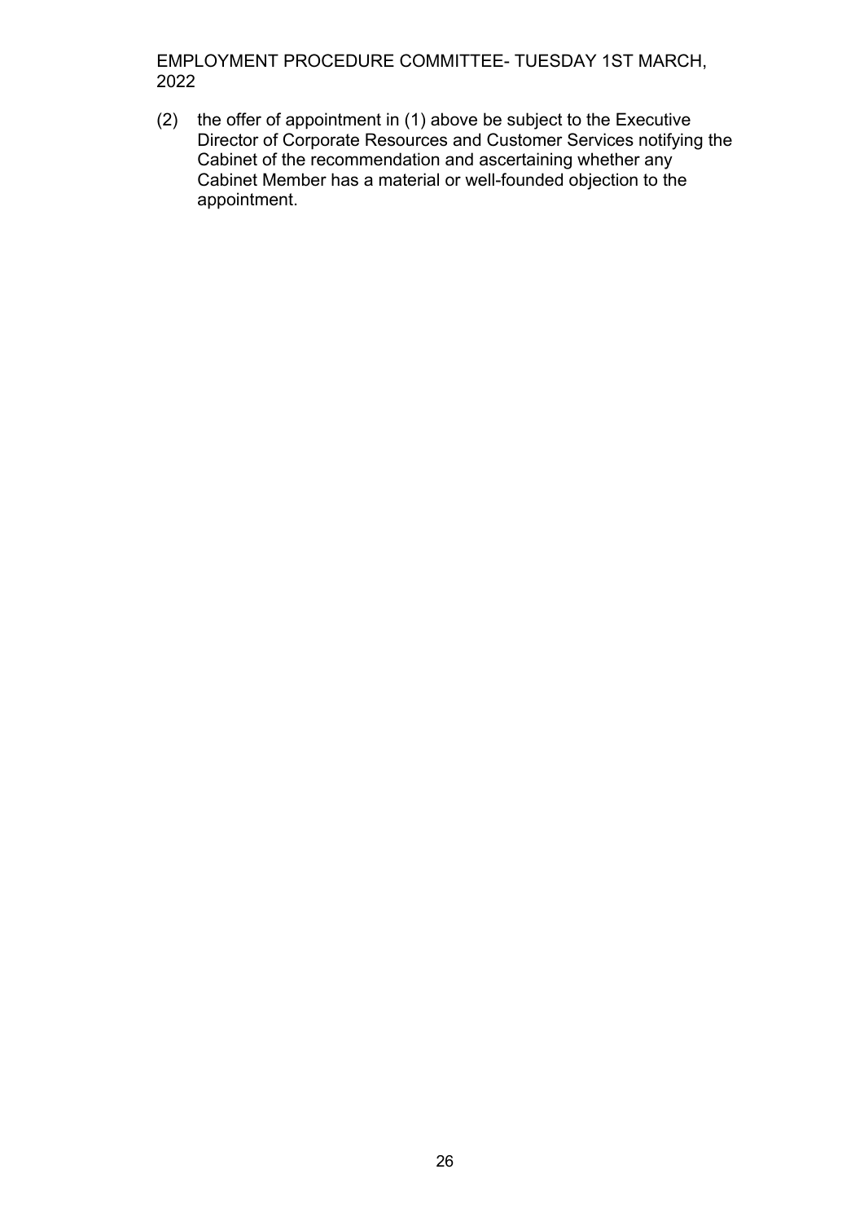(2) the offer of appointment in (1) above be subject to the Executive Director of Corporate Resources and Customer Services notifying the Cabinet of the recommendation and ascertaining whether any Cabinet Member has a material or well-founded objection to the appointment.